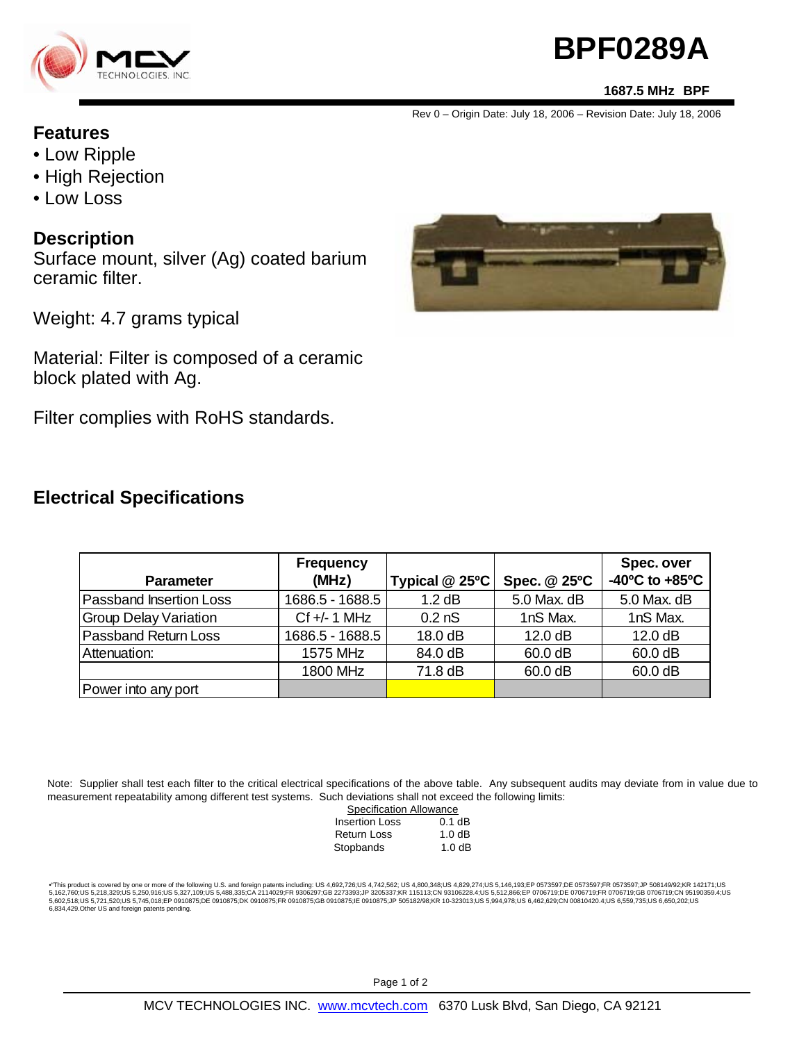# BPF0289A

**1687.5 MHz BPF**

Rev 0 – Origin Date: July 18, 2006 – Revision Date: July 18, 2006

## Features

- Low Ripple
- High Rejection
- Low Loss

## Description

Surface mount, silver (Ag) coated barium ceramic filter.

Weight: 4.7 grams typical

Material: Filter is composed of a ceramic block plated with Ag.

Filter complies with RoHS standards.

## Electrical Specifications

| Parameter | Frequency (MHz) | Typical @ 25ºC | Spec. @ 25ºC | Spec. over -40ºC to +85ºC |
|---|---|---|---|---|
| Passband Insertion Loss | 1686.5 - 1688.5 | 1.2 dB | 5.0 Max. dB | 5.0 Max. dB |
| Group Delay Variation | Cf +/- 1 MHz | 0.2 nS | 1nS Max. | 1nS Max. |
| Passband Return Loss | 1686.5 - 1688.5 | 18.0 dB | 12.0 dB | 12.0 dB |
| Attenuation: | 1575 MHz | 84.0 dB | 60.0 dB | 60.0 dB |
| | 1800 MHz | 71.8 dB | 60.0 dB | 60.0 dB |
| Power into any port | | | | |

Note: Supplier shall test each filter to the critical electrical specifications of the above table. Any subsequent audits may deviate from in value due to measurement repeatability among different test systems. Such deviations shall not exceed the following limits:

| Specification Allowance | |
|---|---|
| Insertion Loss | 0.1 dB |
| Return Loss | 1.0 dB |
| Stopbands | 1.0 dB |

•This product is covered by one or more of the following U.S. and foreign patents including: US 4,692,726;US 4,742,562; US 4,800,348;US 4,829,274;US 5,146,193;EP 0573597;DE 0573597;FR 0573597;JP 508149/92;KR 142171;US 5,162,760;US 5,218,329;US 5,250,916;US 5,327,109;US 5,488,335;CA 2114029;FR 9306297;GB 2273393;JP 3205337;KR 115113;CN 93106228.4;US 5,512,866;EP 0706719;DE 0706719;FR 0706719;GB 0706719;CN 95190359.4;US 5,602,518;US 5,721,520;US 5,745,018;EP 0910875;DE 0910875;DK 0910875;FR 0910875;GB 0910875;IE 0910875;JP 505182/98;KR 10-323013;US 5,994,978;US 6,462,629;CN 00810420.4;US 6,559,735;US 6,650,202;US 6,834,429.Other US and foreign patents pending.

MCV TECHNOLOGIES INC. www.mcvtech.com 6370 Lusk Blvd, San Diego, CA 92121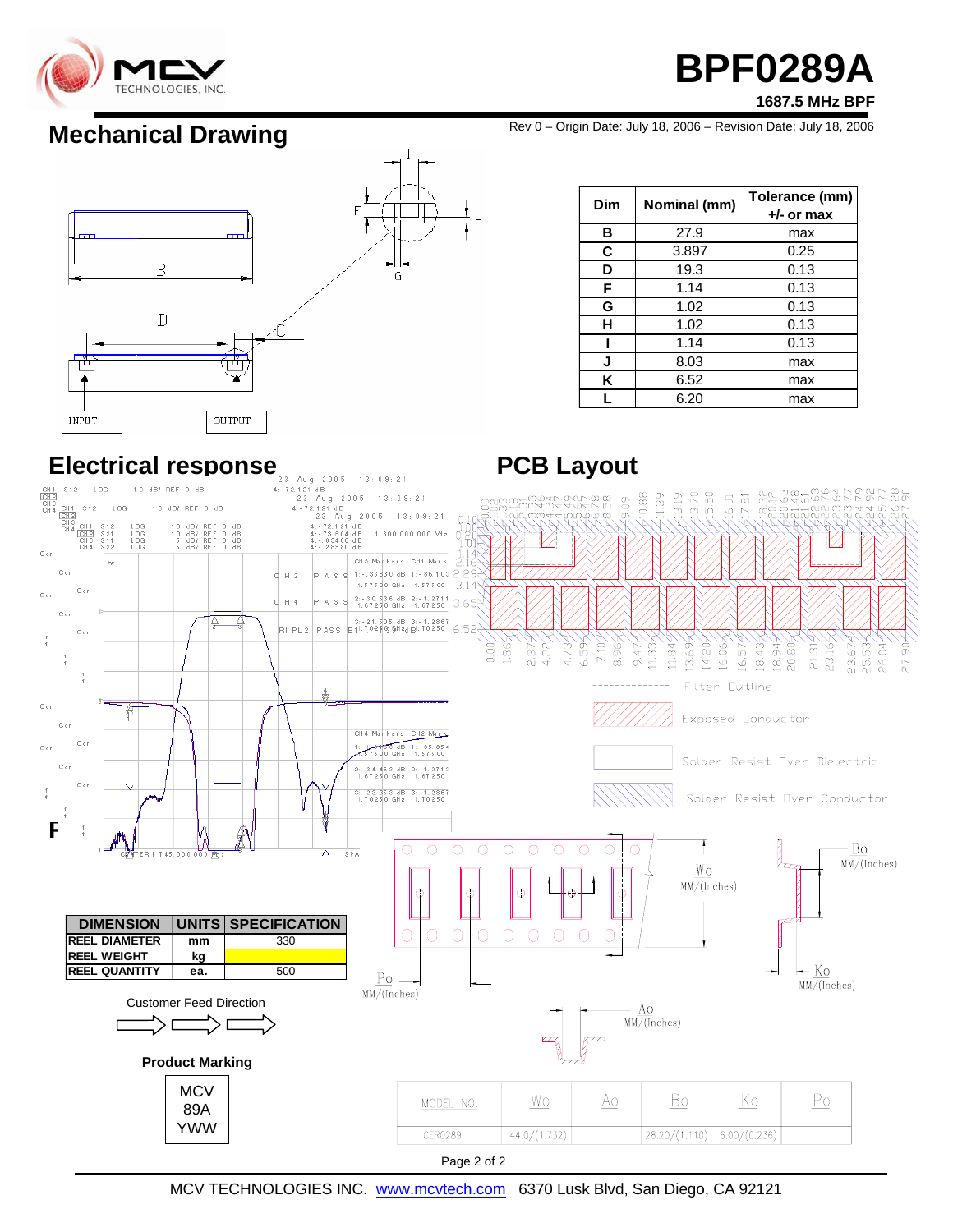# BPF0289A

**1687.5 MHz BPF**

Rev 0 – Origin Date: July 18, 2006 – Revision Date: July 18, 2006

## Mechanical Drawing

INPUT

OUTPUT

| Dim | Nominal (mm) | Tolerance (mm) +/- or max |
|---|---|---|
| **B** | 27.9 | max |
| **C** | 3.897 | 0.25 |
| **D** | 19.3 | 0.13 |
| **F** | 1.14 | 0.13 |
| **G** | 1.02 | 0.13 |
| **H** | 1.02 | 0.13 |
| **I** | 1.14 | 0.13 |
| **J** | 8.03 | max |
| **K** | 6.52 | max |
| **L** | 6.20 | max |

## Electrical response

## PCB Layout

Filter Outline

Exposed Conductor

Solder Resist Over Dielectric

Solder Resist Over Conductor

| DIMENSION | UNITS | SPECIFICATION |
|---|---|---|
| REEL DIAMETER | mm | 330 |
| REEL WEIGHT | kg | |
| REEL QUANTITY | ea. | 500 |

Customer Feed Direction

**Product Marking**

MCV
89A
YWW

| MODEL NO. | Wo | Ao | Bo | Ko | Po |
|---|---|---|---|---|---|
| CER0289 | 44.0/(1.732) | | 28.20/(1.110) | 6.00/(0.236) | |

MCV TECHNOLOGIES INC. www.mcvtech.com 6370 Lusk Blvd, San Diego, CA 92121